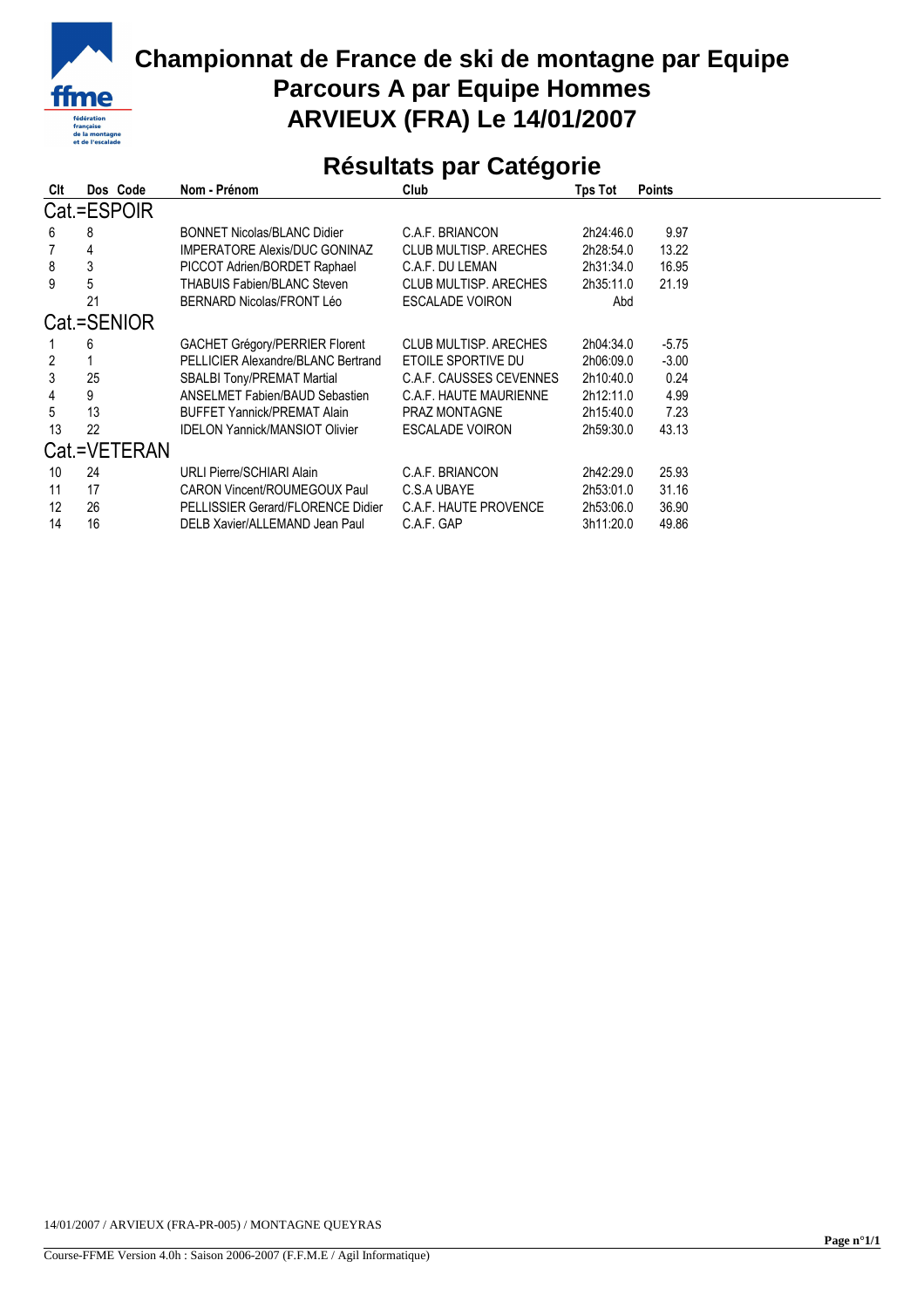# Championnat de France de ski de montagne par Equipe
# Parcours A par Equipe Hommes
# ARVIEUX (FRA) Le 14/01/2007

## Résultats par Catégorie

| Clt | Dos | Code | Nom - Prénom | Club | Tps Tot | Points |
|---|---|---|---|---|---|---|
| **Cat.=ESPOIR** | | | | | | |
| 6 | 8 | | BONNET Nicolas/BLANC Didier | C.A.F. BRIANCON | 2h24:46.0 | 9.97 |
| 7 | 4 | | IMPERATORE Alexis/DUC GONINAZ | CLUB MULTISP. ARECHES | 2h28:54.0 | 13.22 |
| 8 | 3 | | PICCOT Adrien/BORDET Raphael | C.A.F. DU LEMAN | 2h31:34.0 | 16.95 |
| 9 | 5 | | THABUIS Fabien/BLANC Steven | CLUB MULTISP. ARECHES | 2h35:11.0 | 21.19 |
| | 21 | | BERNARD Nicolas/FRONT Léo | ESCALADE VOIRON | Abd | |
| **Cat.=SENIOR** | | | | | | |
| 1 | 6 | | GACHET Grégory/PERRIER Florent | CLUB MULTISP. ARECHES | 2h04:34.0 | -5.75 |
| 2 | 1 | | PELLICIER Alexandre/BLANC Bertrand | ETOILE SPORTIVE DU | 2h06:09.0 | -3.00 |
| 3 | 25 | | SBALBI Tony/PREMAT Martial | C.A.F. CAUSSES CEVENNES | 2h10:40.0 | 0.24 |
| 4 | 9 | | ANSELMET Fabien/BAUD Sebastien | C.A.F. HAUTE MAURIENNE | 2h12:11.0 | 4.99 |
| 5 | 13 | | BUFFET Yannick/PREMAT Alain | PRAZ MONTAGNE | 2h15:40.0 | 7.23 |
| 13 | 22 | | IDELON Yannick/MANSIOT Olivier | ESCALADE VOIRON | 2h59:30.0 | 43.13 |
| **Cat.=VETERAN** | | | | | | |
| 10 | 24 | | URLI Pierre/SCHIARI Alain | C.A.F. BRIANCON | 2h42:29.0 | 25.93 |
| 11 | 17 | | CARON Vincent/ROUMEGOUX Paul | C.S.A UBAYE | 2h53:01.0 | 31.16 |
| 12 | 26 | | PELLISSIER Gerard/FLORENCE Didier | C.A.F. HAUTE PROVENCE | 2h53:06.0 | 36.90 |
| 14 | 16 | | DELB Xavier/ALLEMAND Jean Paul | C.A.F. GAP | 3h11:20.0 | 49.86 |

14/01/2007 / ARVIEUX (FRA-PR-005) / MONTAGNE QUEYRAS

Course-FFME Version 4.0h : Saison 2006-2007 (F.F.M.E / Agil Informatique)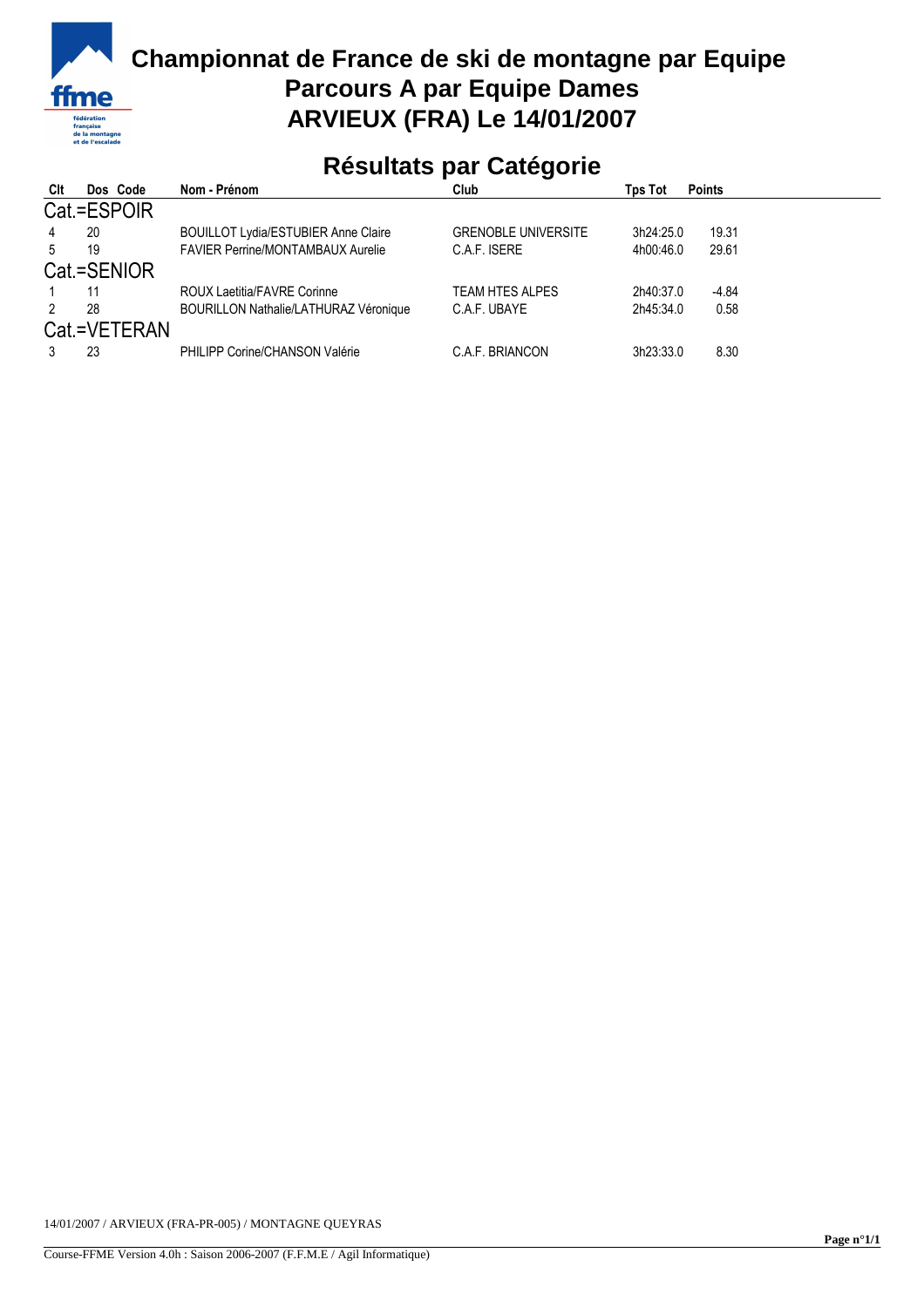# Championnat de France de ski de montagne par Equipe
# Parcours A par Equipe Dames
# ARVIEUX (FRA) Le 14/01/2007

## Résultats par Catégorie

| Clt | Dos | Code | Nom - Prénom | Club | Tps Tot | Points |
|---|---|---|---|---|---|---|
| **Cat.=ESPOIR** | | | | | | |
| 4 | 20 | | BOUILLOT Lydia/ESTUBIER Anne Claire | GRENOBLE UNIVERSITE | 3h24:25.0 | 19.31 |
| 5 | 19 | | FAVIER Perrine/MONTAMBAUX Aurelie | C.A.F. ISERE | 4h00:46.0 | 29.61 |
| **Cat.=SENIOR** | | | | | | |
| 1 | 11 | | ROUX Laetitia/FAVRE Corinne | TEAM HTES ALPES | 2h40:37.0 | -4.84 |
| 2 | 28 | | BOURILLON Nathalie/LATHURAZ Véronique | C.A.F. UBAYE | 2h45:34.0 | 0.58 |
| **Cat.=VETERAN** | | | | | | |
| 3 | 23 | | PHILIPP Corine/CHANSON Valérie | C.A.F. BRIANCON | 3h23:33.0 | 8.30 |

14/01/2007 / ARVIEUX (FRA-PR-005) / MONTAGNE QUEYRAS

Course-FFME Version 4.0h : Saison 2006-2007 (F.F.M.E / Agil Informatique)